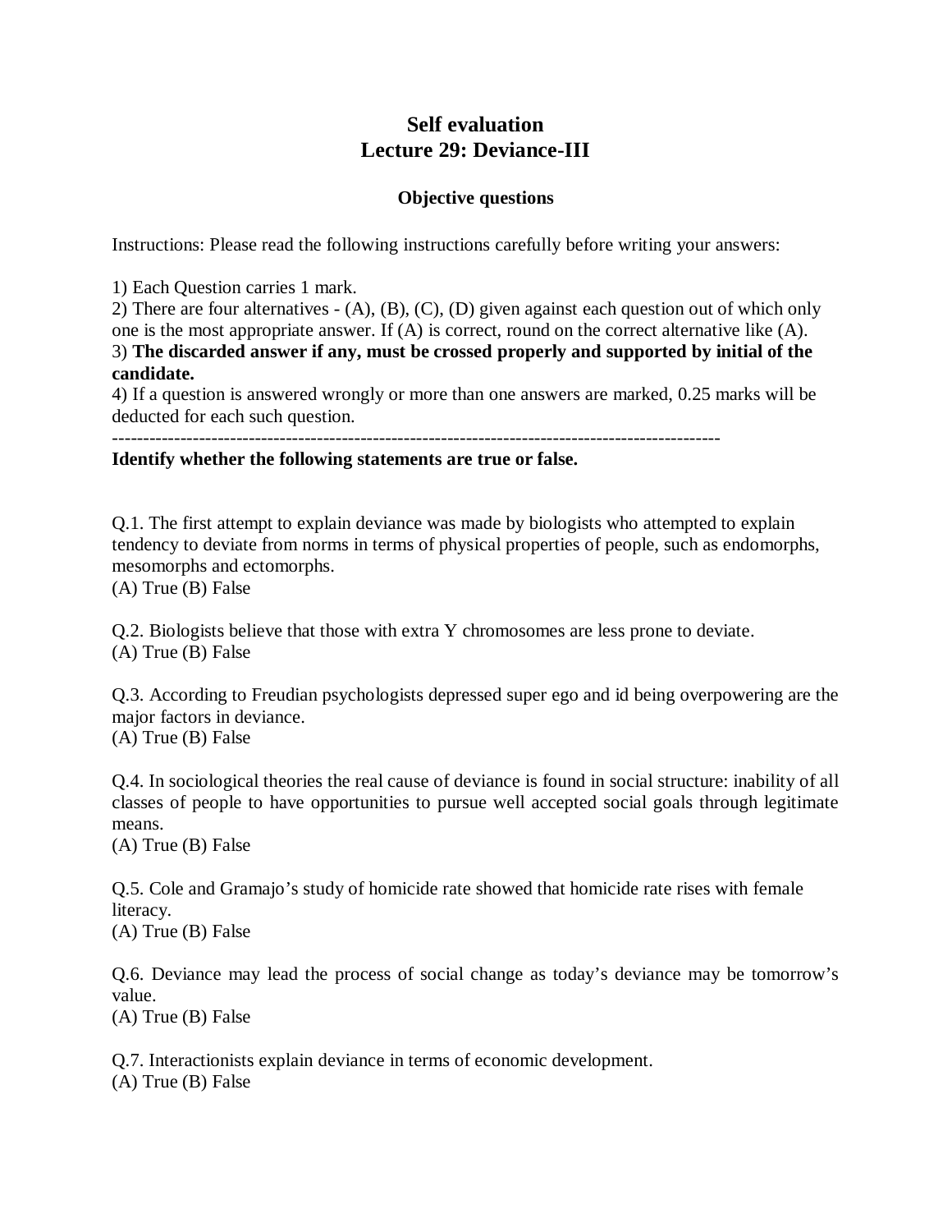# Self evaluation
# Lecture 29: Deviance-III

### Objective questions

Instructions: Please read the following instructions carefully before writing your answers:

1) Each Question carries 1 mark.
2) There are four alternatives - (A), (B), (C), (D) given against each question out of which only one is the most appropriate answer. If (A) is correct, round on the correct alternative like (A).
3) **The discarded answer if any, must be crossed properly and supported by initial of the candidate.**
4) If a question is answered wrongly or more than one answers are marked, 0.25 marks will be deducted for each such question.

---

**Identify whether the following statements are true or false.**

Q.1. The first attempt to explain deviance was made by biologists who attempted to explain tendency to deviate from norms in terms of physical properties of people, such as endomorphs, mesomorphs and ectomorphs.
(A) True (B) False

Q.2. Biologists believe that those with extra Y chromosomes are less prone to deviate.
(A) True (B) False

Q.3. According to Freudian psychologists depressed super ego and id being overpowering are the major factors in deviance.
(A) True (B) False

Q.4. In sociological theories the real cause of deviance is found in social structure: inability of all classes of people to have opportunities to pursue well accepted social goals through legitimate means.
(A) True (B) False

Q.5. Cole and Gramajo's study of homicide rate showed that homicide rate rises with female literacy.
(A) True (B) False

Q.6. Deviance may lead the process of social change as today's deviance may be tomorrow's value.
(A) True (B) False

Q.7. Interactionists explain deviance in terms of economic development.
(A) True (B) False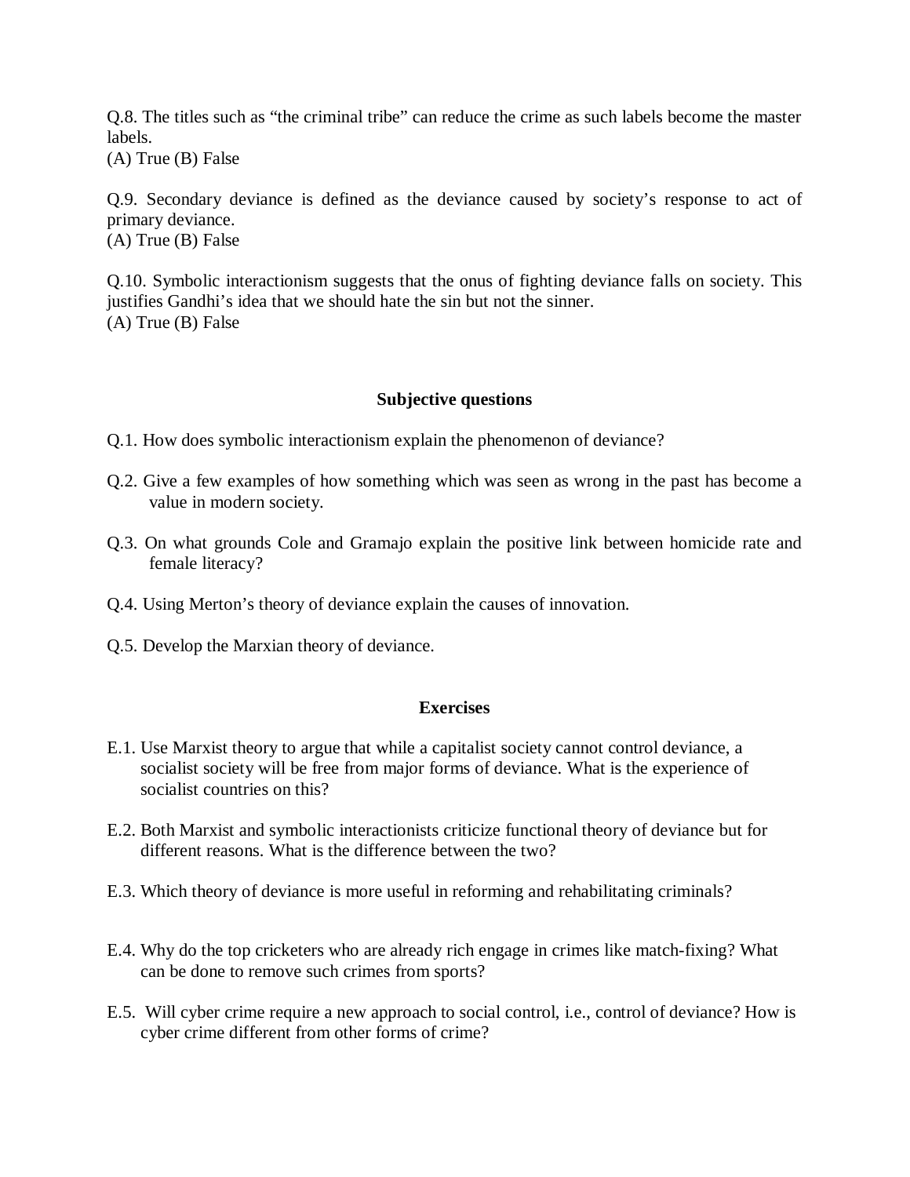Q.8. The titles such as “the criminal tribe” can reduce the crime as such labels become the master labels.
(A) True (B) False

Q.9. Secondary deviance is defined as the deviance caused by society’s response to act of primary deviance.
(A) True (B) False

Q.10. Symbolic interactionism suggests that the onus of fighting deviance falls on society. This justifies Gandhi’s idea that we should hate the sin but not the sinner.
(A) True (B) False

## Subjective questions

Q.1. How does symbolic interactionism explain the phenomenon of deviance?

Q.2. Give a few examples of how something which was seen as wrong in the past has become a value in modern society.

Q.3. On what grounds Cole and Gramajo explain the positive link between homicide rate and female literacy?

Q.4. Using Merton’s theory of deviance explain the causes of innovation.

Q.5. Develop the Marxian theory of deviance.

## Exercises

E.1. Use Marxist theory to argue that while a capitalist society cannot control deviance, a socialist society will be free from major forms of deviance. What is the experience of socialist countries on this?

E.2. Both Marxist and symbolic interactionists criticize functional theory of deviance but for different reasons. What is the difference between the two?

E.3. Which theory of deviance is more useful in reforming and rehabilitating criminals?

E.4. Why do the top cricketers who are already rich engage in crimes like match-fixing? What can be done to remove such crimes from sports?

E.5. Will cyber crime require a new approach to social control, i.e., control of deviance? How is cyber crime different from other forms of crime?